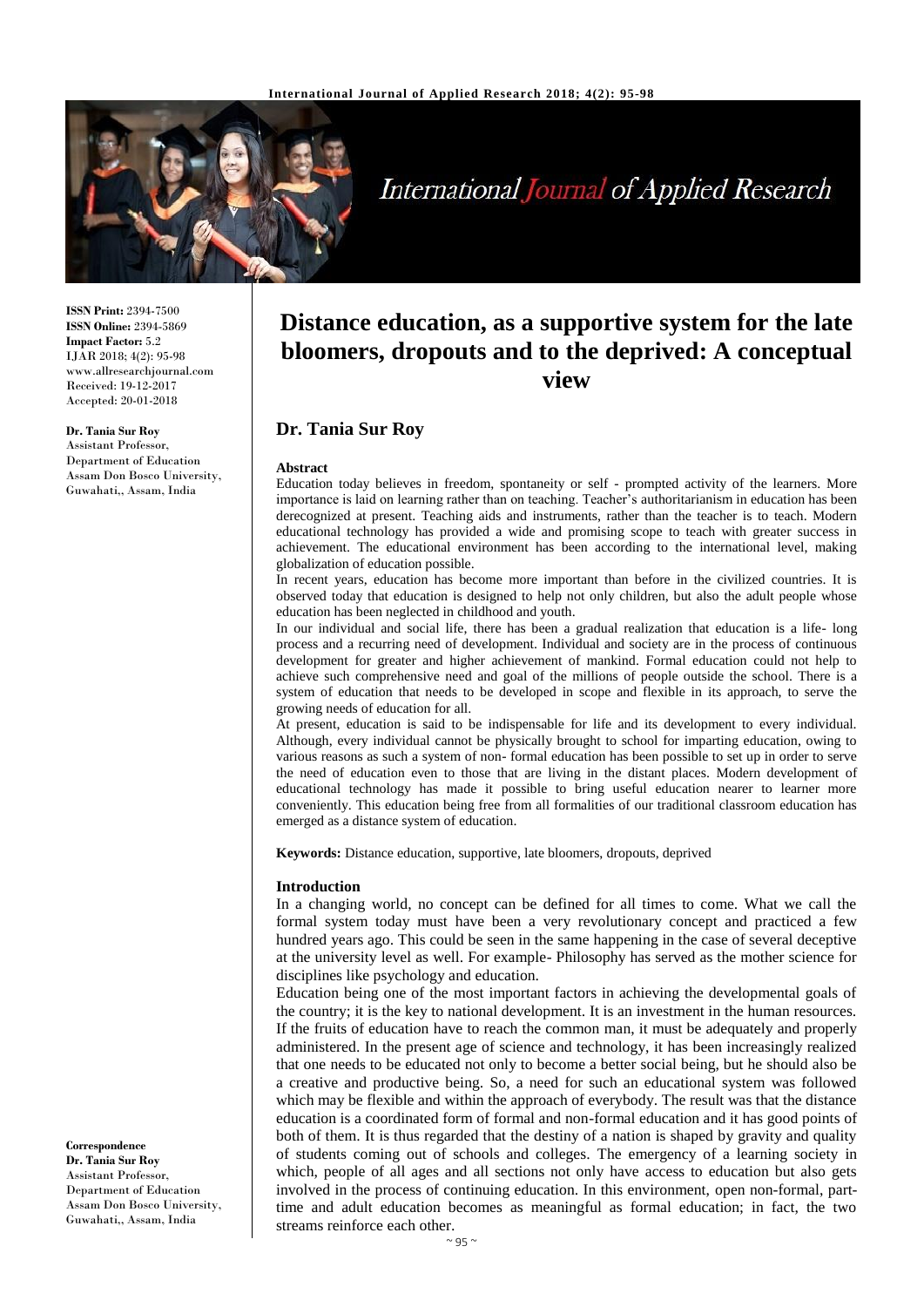**ISSN Print:** 2394-7500
**ISSN Online:** 2394-5869
**Impact Factor:** 5.2
IJAR 2018; 4(2): 95-98
www.allresearchjournal.com
Received: 19-12-2017
Accepted: 20-01-2018

**Dr. Tania Sur Roy**
Assistant Professor,
Department of Education
Assam Don Bosco University,
Guwahati,, Assam, India

**Correspondence**
**Dr. Tania Sur Roy**
Assistant Professor,
Department of Education
Assam Don Bosco University,
Guwahati,, Assam, India

# Distance education, as a supportive system for the late bloomers, dropouts and to the deprived: A conceptual view

## Dr. Tania Sur Roy

### Abstract

Education today believes in freedom, spontaneity or self - prompted activity of the learners. More importance is laid on learning rather than on teaching. Teacher's authoritarianism in education has been derecognized at present. Teaching aids and instruments, rather than the teacher is to teach. Modern educational technology has provided a wide and promising scope to teach with greater success in achievement. The educational environment has been according to the international level, making globalization of education possible.

In recent years, education has become more important than before in the civilized countries. It is observed today that education is designed to help not only children, but also the adult people whose education has been neglected in childhood and youth.

In our individual and social life, there has been a gradual realization that education is a life- long process and a recurring need of development. Individual and society are in the process of continuous development for greater and higher achievement of mankind. Formal education could not help to achieve such comprehensive need and goal of the millions of people outside the school. There is a system of education that needs to be developed in scope and flexible in its approach, to serve the growing needs of education for all.

At present, education is said to be indispensable for life and its development to every individual. Although, every individual cannot be physically brought to school for imparting education, owing to various reasons as such a system of non- formal education has been possible to set up in order to serve the need of education even to those that are living in the distant places. Modern development of educational technology has made it possible to bring useful education nearer to learner more conveniently. This education being free from all formalities of our traditional classroom education has emerged as a distance system of education.

**Keywords:** Distance education, supportive, late bloomers, dropouts, deprived

### Introduction

In a changing world, no concept can be defined for all times to come. What we call the formal system today must have been a very revolutionary concept and practiced a few hundred years ago. This could be seen in the same happening in the case of several deceptive at the university level as well. For example- Philosophy has served as the mother science for disciplines like psychology and education.

Education being one of the most important factors in achieving the developmental goals of the country; it is the key to national development. It is an investment in the human resources. If the fruits of education have to reach the common man, it must be adequately and properly administered. In the present age of science and technology, it has been increasingly realized that one needs to be educated not only to become a better social being, but he should also be a creative and productive being. So, a need for such an educational system was followed which may be flexible and within the approach of everybody. The result was that the distance education is a coordinated form of formal and non-formal education and it has good points of both of them. It is thus regarded that the destiny of a nation is shaped by gravity and quality of students coming out of schools and colleges. The emergency of a learning society in which, people of all ages and all sections not only have access to education but also gets involved in the process of continuing education. In this environment, open non-formal, part-time and adult education becomes as meaningful as formal education; in fact, the two streams reinforce each other.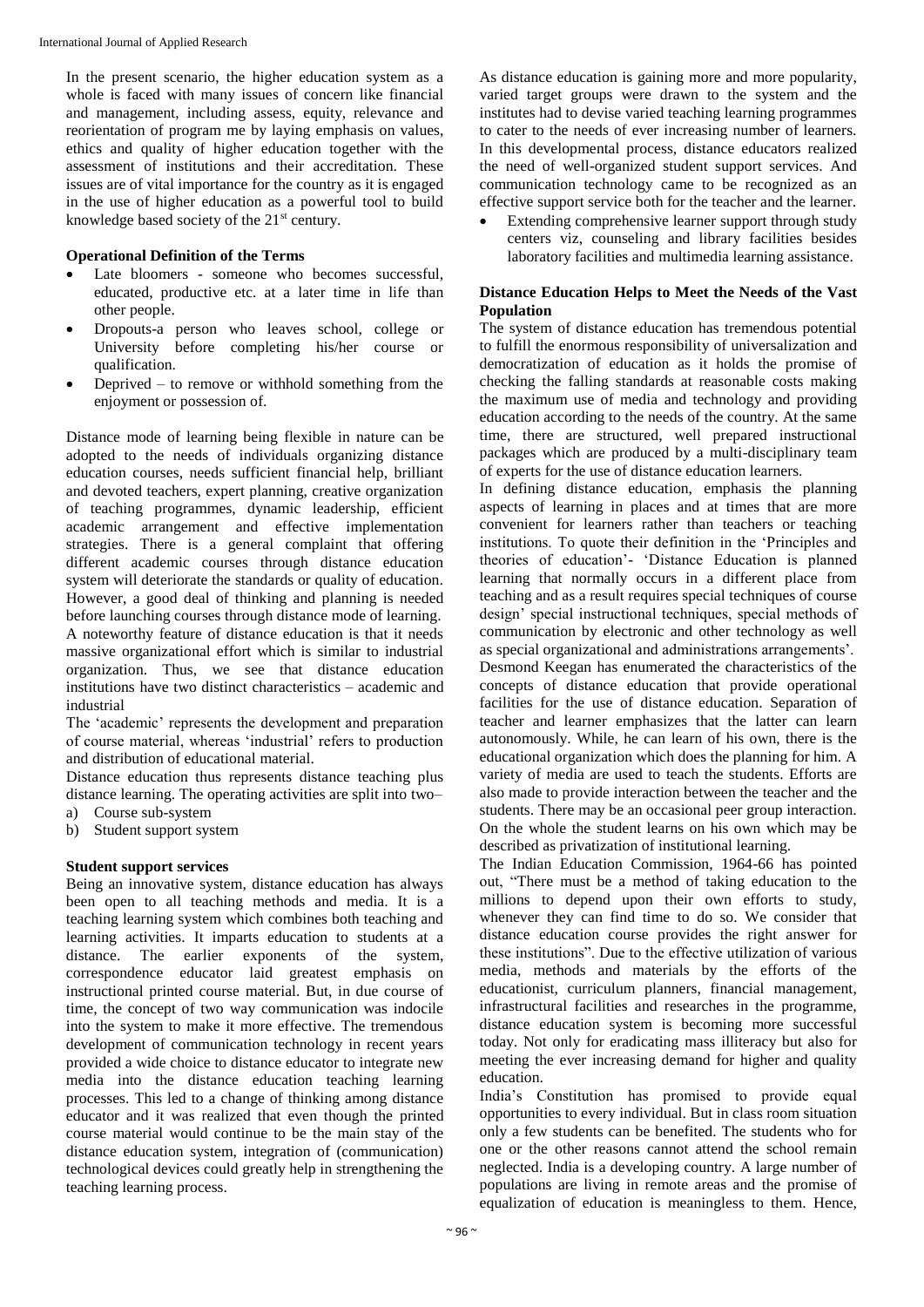In the present scenario, the higher education system as a whole is faced with many issues of concern like financial and management, including assess, equity, relevance and reorientation of program me by laying emphasis on values, ethics and quality of higher education together with the assessment of institutions and their accreditation. These issues are of vital importance for the country as it is engaged in the use of higher education as a powerful tool to build knowledge based society of the $21^{st}$ century.

**Operational Definition of the Terms**

- Late bloomers - someone who becomes successful, educated, productive etc. at a later time in life than other people.
- Dropouts-a person who leaves school, college or University before completing his/her course or qualification.
- Deprived – to remove or withhold something from the enjoyment or possession of.

Distance mode of learning being flexible in nature can be adopted to the needs of individuals organizing distance education courses, needs sufficient financial help, brilliant and devoted teachers, expert planning, creative organization of teaching programmes, dynamic leadership, efficient academic arrangement and effective implementation strategies. There is a general complaint that offering different academic courses through distance education system will deteriorate the standards or quality of education. However, a good deal of thinking and planning is needed before launching courses through distance mode of learning. A noteworthy feature of distance education is that it needs massive organizational effort which is similar to industrial organization. Thus, we see that distance education institutions have two distinct characteristics – academic and industrial

The 'academic' represents the development and preparation of course material, whereas 'industrial' refers to production and distribution of educational material.

Distance education thus represents distance teaching plus distance learning. The operating activities are split into two–

a) Course sub-system
b) Student support system

**Student support services**

Being an innovative system, distance education has always been open to all teaching methods and media. It is a teaching learning system which combines both teaching and learning activities. It imparts education to students at a distance. The earlier exponents of the system, correspondence educator laid greatest emphasis on instructional printed course material. But, in due course of time, the concept of two way communication was indocile into the system to make it more effective. The tremendous development of communication technology in recent years provided a wide choice to distance educator to integrate new media into the distance education teaching learning processes. This led to a change of thinking among distance educator and it was realized that even though the printed course material would continue to be the main stay of the distance education system, integration of (communication) technological devices could greatly help in strengthening the teaching learning process.

As distance education is gaining more and more popularity, varied target groups were drawn to the system and the institutes had to devise varied teaching learning programmes to cater to the needs of ever increasing number of learners. In this developmental process, distance educators realized the need of well-organized student support services. And communication technology came to be recognized as an effective support service both for the teacher and the learner.

- Extending comprehensive learner support through study centers viz, counseling and library facilities besides laboratory facilities and multimedia learning assistance.

**Distance Education Helps to Meet the Needs of the Vast Population**

The system of distance education has tremendous potential to fulfill the enormous responsibility of universalization and democratization of education as it holds the promise of checking the falling standards at reasonable costs making the maximum use of media and technology and providing education according to the needs of the country. At the same time, there are structured, well prepared instructional packages which are produced by a multi-disciplinary team of experts for the use of distance education learners.

In defining distance education, emphasis the planning aspects of learning in places and at times that are more convenient for learners rather than teachers or teaching institutions. To quote their definition in the 'Principles and theories of education'- 'Distance Education is planned learning that normally occurs in a different place from teaching and as a result requires special techniques of course design' special instructional techniques, special methods of communication by electronic and other technology as well as special organizational and administrations arrangements'.

Desmond Keegan has enumerated the characteristics of the concepts of distance education that provide operational facilities for the use of distance education. Separation of teacher and learner emphasizes that the latter can learn autonomously. While, he can learn of his own, there is the educational organization which does the planning for him. A variety of media are used to teach the students. Efforts are also made to provide interaction between the teacher and the students. There may be an occasional peer group interaction. On the whole the student learns on his own which may be described as privatization of institutional learning.

The Indian Education Commission, 1964-66 has pointed out, "There must be a method of taking education to the millions to depend upon their own efforts to study, whenever they can find time to do so. We consider that distance education course provides the right answer for these institutions". Due to the effective utilization of various media, methods and materials by the efforts of the educationist, curriculum planners, financial management, infrastructural facilities and researches in the programme, distance education system is becoming more successful today. Not only for eradicating mass illiteracy but also for meeting the ever increasing demand for higher and quality education.

India's Constitution has promised to provide equal opportunities to every individual. But in class room situation only a few students can be benefited. The students who for one or the other reasons cannot attend the school remain neglected. India is a developing country. A large number of populations are living in remote areas and the promise of equalization of education is meaningless to them. Hence,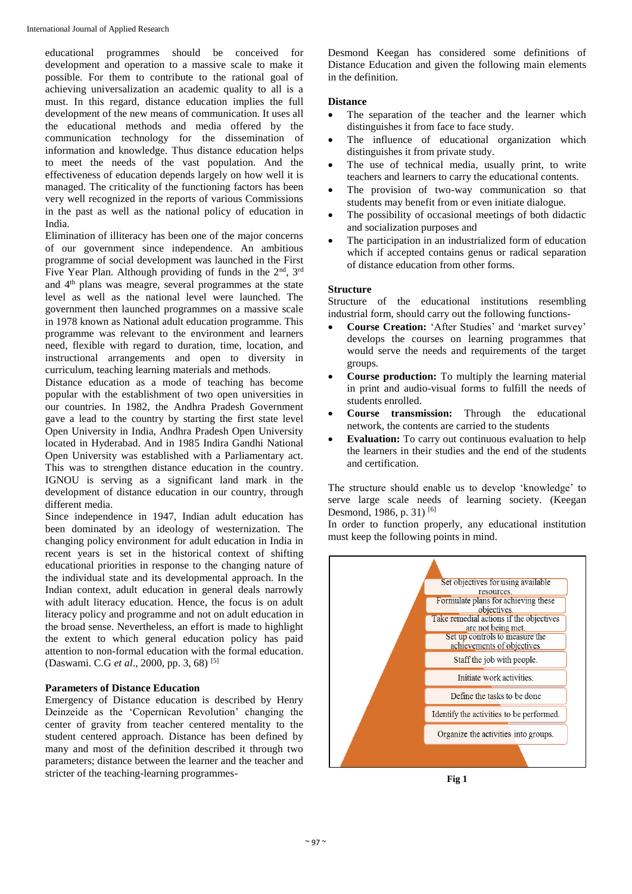educational programmes should be conceived for development and operation to a massive scale to make it possible. For them to contribute to the rational goal of achieving universalization an academic quality to all is a must. In this regard, distance education implies the full development of the new means of communication. It uses all the educational methods and media offered by the communication technology for the dissemination of information and knowledge. Thus distance education helps to meet the needs of the vast population. And the effectiveness of education depends largely on how well it is managed. The criticality of the functioning factors has been very well recognized in the reports of various Commissions in the past as well as the national policy of education in India.

Elimination of illiteracy has been one of the major concerns of our government since independence. An ambitious programme of social development was launched in the First Five Year Plan. Although providing of funds in the 2nd, 3rd and 4th plans was meagre, several programmes at the state level as well as the national level were launched. The government then launched programmes on a massive scale in 1978 known as National adult education programme. This programme was relevant to the environment and learners need, flexible with regard to duration, time, location, and instructional arrangements and open to diversity in curriculum, teaching learning materials and methods.

Distance education as a mode of teaching has become popular with the establishment of two open universities in our countries. In 1982, the Andhra Pradesh Government gave a lead to the country by starting the first state level Open University in India, Andhra Pradesh Open University located in Hyderabad. And in 1985 Indira Gandhi National Open University was established with a Parliamentary act. This was to strengthen distance education in the country. IGNOU is serving as a significant land mark in the development of distance education in our country, through different media.

Since independence in 1947, Indian adult education has been dominated by an ideology of westernization. The changing policy environment for adult education in India in recent years is set in the historical context of shifting educational priorities in response to the changing nature of the individual state and its developmental approach. In the Indian context, adult education in general deals narrowly with adult literacy education. Hence, the focus is on adult literacy policy and programme and not on adult education in the broad sense. Nevertheless, an effort is made to highlight the extent to which general education policy has paid attention to non-formal education with the formal education. (Daswami. C.G *et al*., 2000, pp. 3, 68) [5]

### Parameters of Distance Education

Emergency of Distance education is described by Henry Deinzeide as the 'Copernican Revolution' changing the center of gravity from teacher centered mentality to the student centered approach. Distance has been defined by many and most of the definition described it through two parameters; distance between the learner and the teacher and stricter of the teaching-learning programmes-

Desmond Keegan has considered some definitions of Distance Education and given the following main elements in the definition.

#### Distance

- The separation of the teacher and the learner which distinguishes it from face to face study.
- The influence of educational organization which distinguishes it from private study.
- The use of technical media, usually print, to write teachers and learners to carry the educational contents.
- The provision of two-way communication so that students may benefit from or even initiate dialogue.
- The possibility of occasional meetings of both didactic and socialization purposes and
- The participation in an industrialized form of education which if accepted contains genus or radical separation of distance education from other forms.

#### Structure

Structure of the educational institutions resembling industrial form, should carry out the following functions-

- **Course Creation:** 'After Studies' and 'market survey' develops the courses on learning programmes that would serve the needs and requirements of the target groups.
- **Course production:** To multiply the learning material in print and audio-visual forms to fulfill the needs of students enrolled.
- **Course transmission:** Through the educational network, the contents are carried to the students
- **Evaluation:** To carry out continuous evaluation to help the learners in their studies and the end of the students and certification.

The structure should enable us to develop 'knowledge' to serve large scale needs of learning society. (Keegan Desmond, 1986, p. 31) [6]

In order to function properly, any educational institution must keep the following points in mind.

- Set objectives for using available resources.
- Formulate plans for achieving these objectives.
- Take remedial actions if the objectives are not being met.
- Set up controls to measure the achievements of objectives
- Staff the job with people.
- Initiate work activities.
- Define the tasks to be done
- Identify the activities to be performed.
- Organize the activities into groups.

**Fig 1**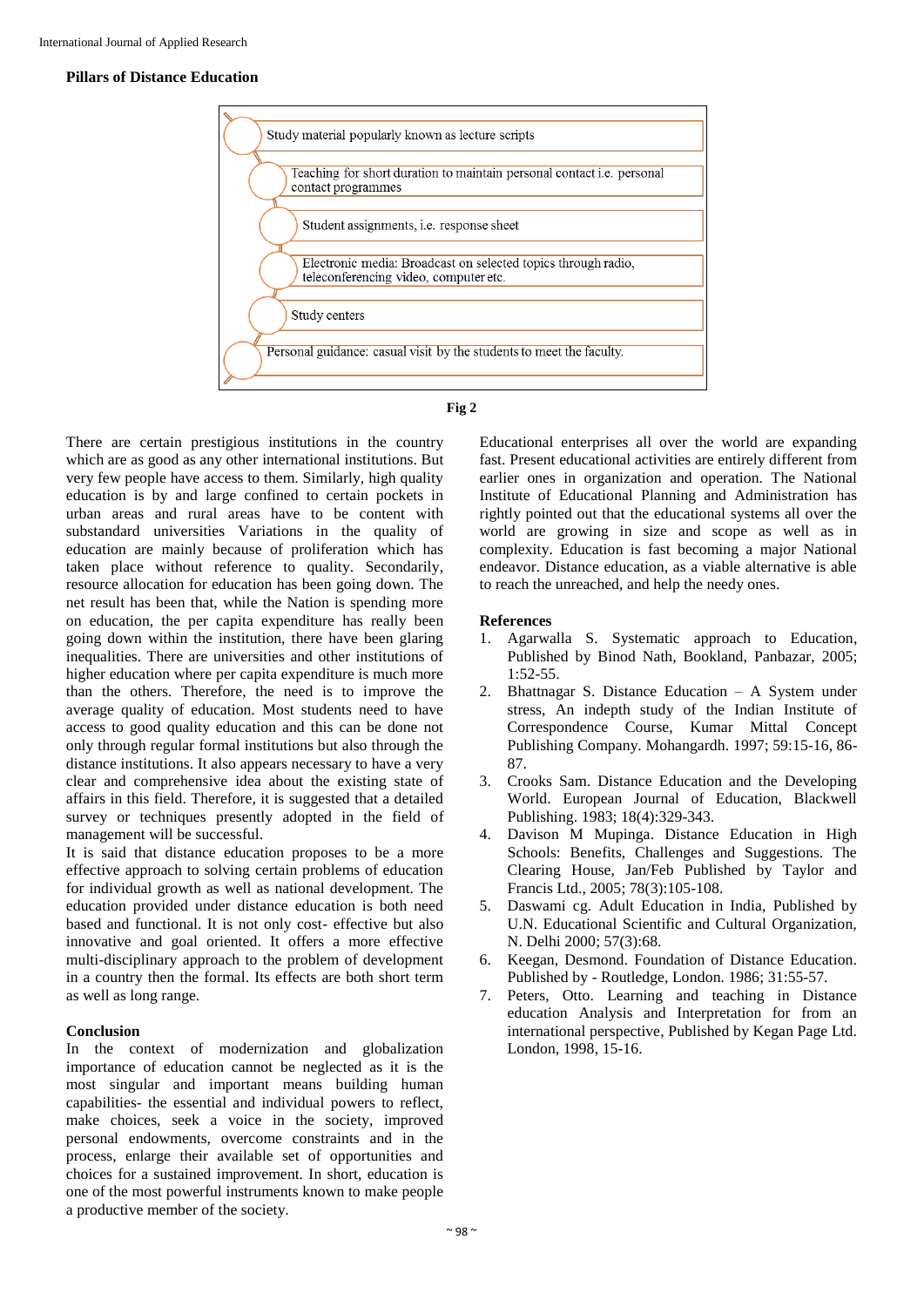**Pillars of Distance Education**

Study material popularly known as lecture scripts

Teaching for short duration to maintain personal contact i.e. personal contact programmes

Student assignments, i.e. response sheet

Electronic media: Broadcast on selected topics through radio, teleconferencing video, computer etc.

Study centers

Personal guidance: casual visit by the students to meet the faculty.

**Fig 2**

There are certain prestigious institutions in the country which are as good as any other international institutions. But very few people have access to them. Similarly, high quality education is by and large confined to certain pockets in urban areas and rural areas have to be content with substandard universities Variations in the quality of education are mainly because of proliferation which has taken place without reference to quality. Secondarily, resource allocation for education has been going down. The net result has been that, while the Nation is spending more on education, the per capita expenditure has really been going down within the institution, there have been glaring inequalities. There are universities and other institutions of higher education where per capita expenditure is much more than the others. Therefore, the need is to improve the average quality of education. Most students need to have access to good quality education and this can be done not only through regular formal institutions but also through the distance institutions. It also appears necessary to have a very clear and comprehensive idea about the existing state of affairs in this field. Therefore, it is suggested that a detailed survey or techniques presently adopted in the field of management will be successful.

It is said that distance education proposes to be a more effective approach to solving certain problems of education for individual growth as well as national development. The education provided under distance education is both need based and functional. It is not only cost- effective but also innovative and goal oriented. It offers a more effective multi-disciplinary approach to the problem of development in a country then the formal. Its effects are both short term as well as long range.

**Conclusion**

In the context of modernization and globalization importance of education cannot be neglected as it is the most singular and important means building human capabilities- the essential and individual powers to reflect, make choices, seek a voice in the society, improved personal endowments, overcome constraints and in the process, enlarge their available set of opportunities and choices for a sustained improvement. In short, education is one of the most powerful instruments known to make people a productive member of the society.

Educational enterprises all over the world are expanding fast. Present educational activities are entirely different from earlier ones in organization and operation. The National Institute of Educational Planning and Administration has rightly pointed out that the educational systems all over the world are growing in size and scope as well as in complexity. Education is fast becoming a major National endeavor. Distance education, as a viable alternative is able to reach the unreached, and help the needy ones.

**References**

1. Agarwalla S. Systematic approach to Education, Published by Binod Nath, Bookland, Panbazar, 2005; 1:52-55.
2. Bhattnagar S. Distance Education – A System under stress, An indepth study of the Indian Institute of Correspondence Course, Kumar Mittal Concept Publishing Company. Mohangardh. 1997; 59:15-16, 86-87.
3. Crooks Sam. Distance Education and the Developing World. European Journal of Education, Blackwell Publishing. 1983; 18(4):329-343.
4. Davison M Mupinga. Distance Education in High Schools: Benefits, Challenges and Suggestions. The Clearing House, Jan/Feb Published by Taylor and Francis Ltd., 2005; 78(3):105-108.
5. Daswami cg. Adult Education in India, Published by U.N. Educational Scientific and Cultural Organization, N. Delhi 2000; 57(3):68.
6. Keegan, Desmond. Foundation of Distance Education. Published by - Routledge, London. 1986; 31:55-57.
7. Peters, Otto. Learning and teaching in Distance education Analysis and Interpretation for from an international perspective, Published by Kegan Page Ltd. London, 1998, 15-16.